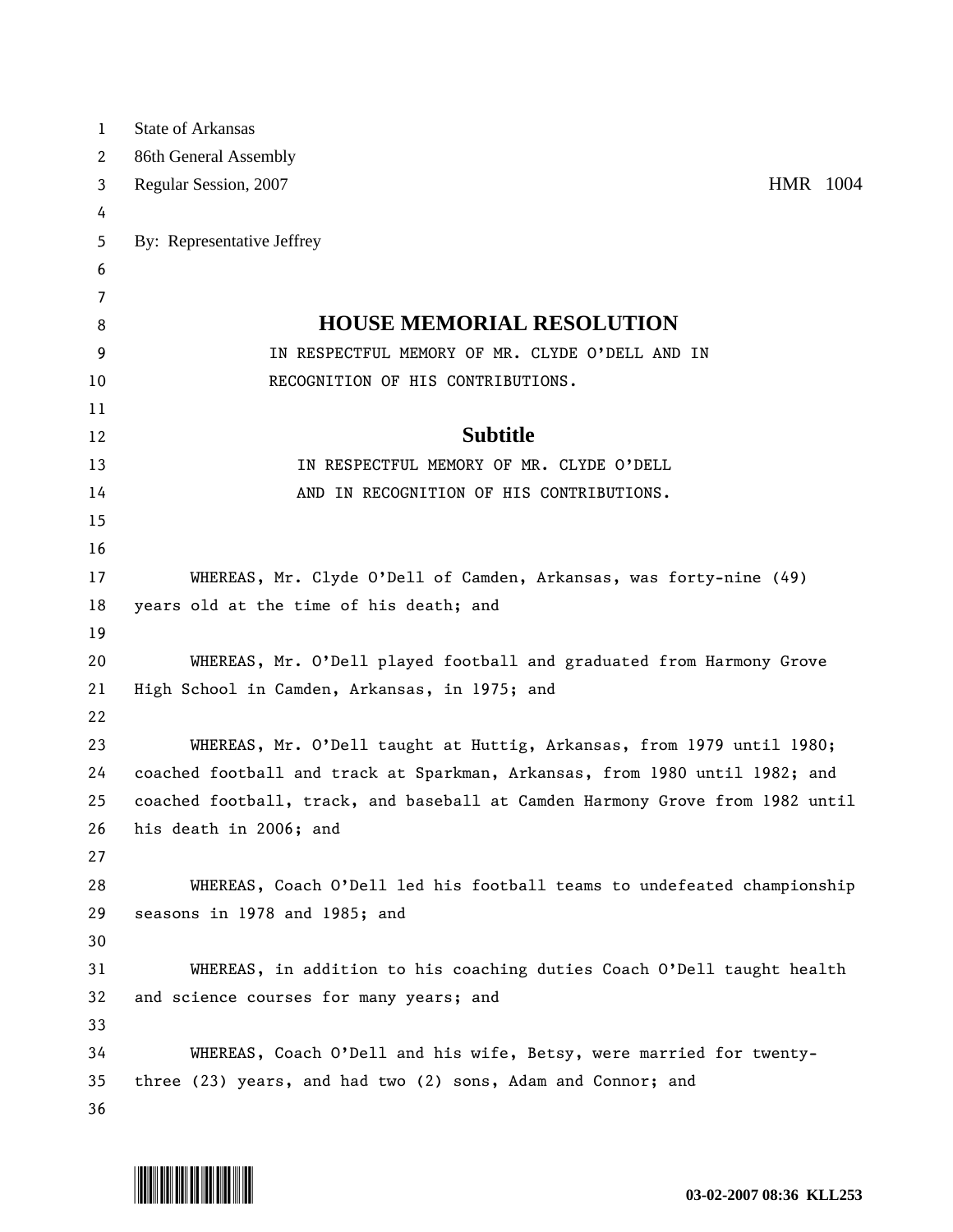State of Arkansas
86th General Assembly
Regular Session, 2007 HMR 1004

By: Representative Jeffrey

# HOUSE MEMORIAL RESOLUTION

IN RESPECTFUL MEMORY OF MR. CLYDE O'DELL AND IN RECOGNITION OF HIS CONTRIBUTIONS.

## Subtitle

IN RESPECTFUL MEMORY OF MR. CLYDE O'DELL AND IN RECOGNITION OF HIS CONTRIBUTIONS.

WHEREAS, Mr. Clyde O'Dell of Camden, Arkansas, was forty-nine (49) years old at the time of his death; and

WHEREAS, Mr. O'Dell played football and graduated from Harmony Grove High School in Camden, Arkansas, in 1975; and

WHEREAS, Mr. O'Dell taught at Huttig, Arkansas, from 1979 until 1980; coached football and track at Sparkman, Arkansas, from 1980 until 1982; and coached football, track, and baseball at Camden Harmony Grove from 1982 until his death in 2006; and

WHEREAS, Coach O'Dell led his football teams to undefeated championship seasons in 1978 and 1985; and

WHEREAS, in addition to his coaching duties Coach O'Dell taught health and science courses for many years; and

WHEREAS, Coach O'Dell and his wife, Betsy, were married for twenty-three (23) years, and had two (2) sons, Adam and Connor; and

03-02-2007 08:36 KLL253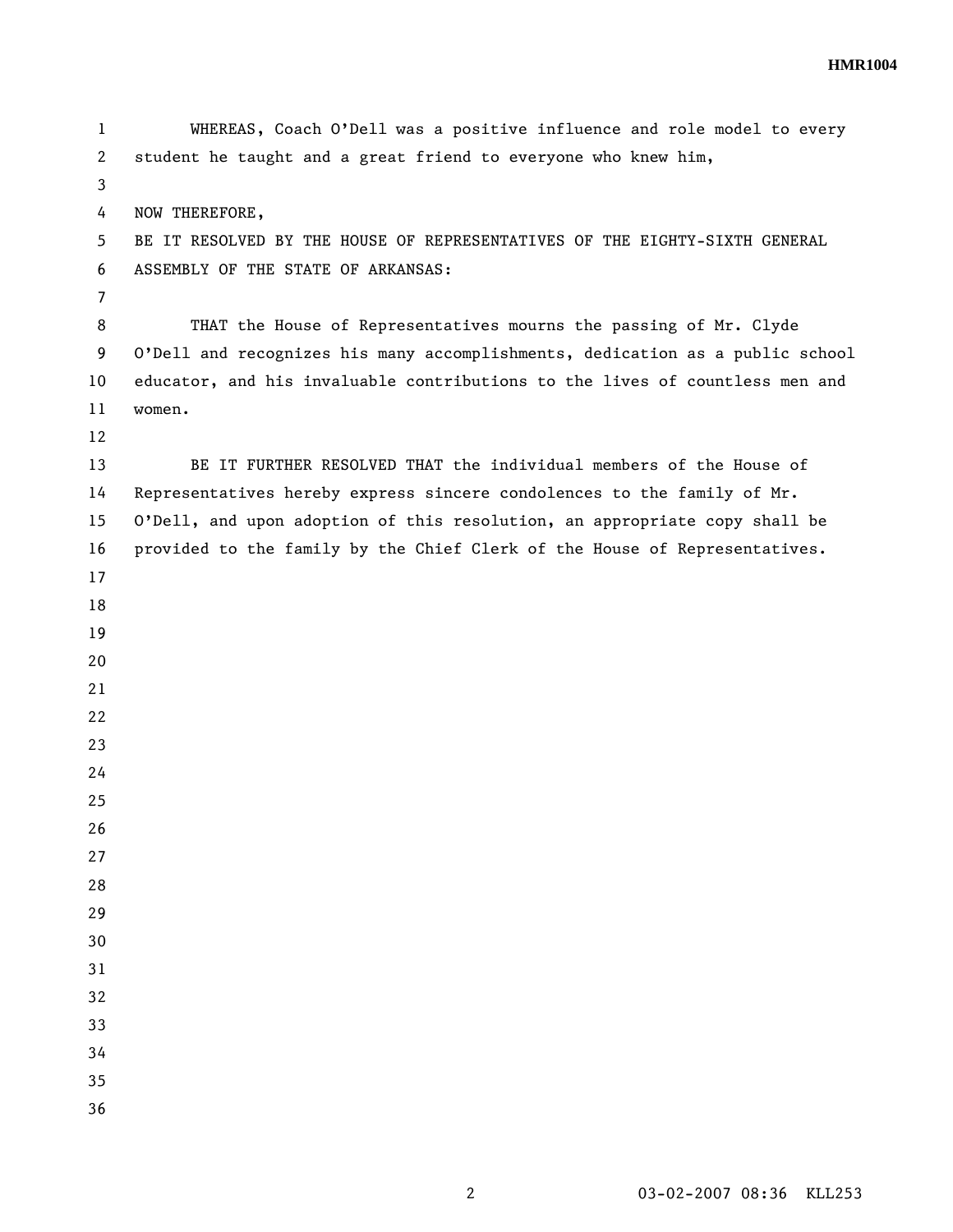WHEREAS, Coach O'Dell was a positive influence and role model to every student he taught and a great friend to everyone who knew him,

NOW THEREFORE,
BE IT RESOLVED BY THE HOUSE OF REPRESENTATIVES OF THE EIGHTY-SIXTH GENERAL ASSEMBLY OF THE STATE OF ARKANSAS:

THAT the House of Representatives mourns the passing of Mr. Clyde O'Dell and recognizes his many accomplishments, dedication as a public school educator, and his invaluable contributions to the lives of countless men and women.

BE IT FURTHER RESOLVED THAT the individual members of the House of Representatives hereby express sincere condolences to the family of Mr. O'Dell, and upon adoption of this resolution, an appropriate copy shall be provided to the family by the Chief Clerk of the House of Representatives.